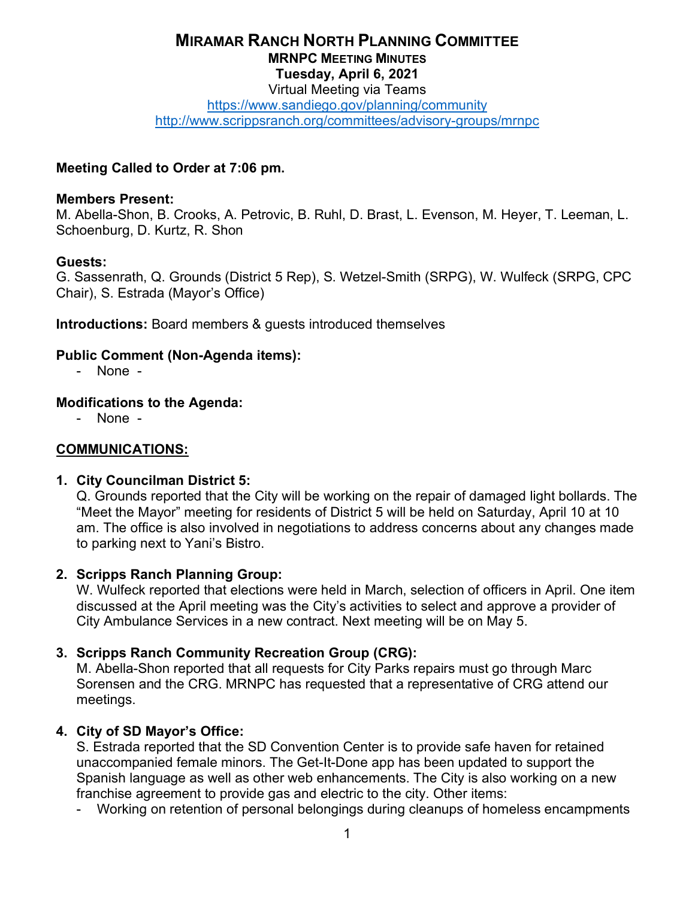# MIRAMAR RANCH NORTH PLANNING COMMITTEE

## MRNPC MEETING MINUTES

**Tuesday, April 6, 2021**

Virtual Meeting via Teams

https://www.sandiego.gov/planning/community

http://www.scrippsranch.org/committees/advisory-groups/mrnpc

**Meeting Called to Order at 7:06 pm.**

**Members Present:**
M. Abella-Shon, B. Crooks, A. Petrovic, B. Ruhl, D. Brast, L. Evenson, M. Heyer, T. Leeman, L. Schoenburg, D. Kurtz, R. Shon

**Guests:**
G. Sassenrath, Q. Grounds (District 5 Rep), S. Wetzel-Smith (SRPG), W. Wulfeck (SRPG, CPC Chair), S. Estrada (Mayor's Office)

**Introductions:** Board members & guests introduced themselves

**Public Comment (Non-Agenda items):**
- None -

**Modifications to the Agenda:**
- None -

**COMMUNICATIONS:**

1. **City Councilman District 5:**
   Q. Grounds reported that the City will be working on the repair of damaged light bollards. The "Meet the Mayor" meeting for residents of District 5 will be held on Saturday, April 10 at 10 am. The office is also involved in negotiations to address concerns about any changes made to parking next to Yani's Bistro.

2. **Scripps Ranch Planning Group:**
   W. Wulfeck reported that elections were held in March, selection of officers in April. One item discussed at the April meeting was the City's activities to select and approve a provider of City Ambulance Services in a new contract. Next meeting will be on May 5.

3. **Scripps Ranch Community Recreation Group (CRG):**
   M. Abella-Shon reported that all requests for City Parks repairs must go through Marc Sorensen and the CRG. MRNPC has requested that a representative of CRG attend our meetings.

4. **City of SD Mayor's Office:**
   S. Estrada reported that the SD Convention Center is to provide safe haven for retained unaccompanied female minors. The Get-It-Done app has been updated to support the Spanish language as well as other web enhancements. The City is also working on a new franchise agreement to provide gas and electric to the city. Other items:
   - Working on retention of personal belongings during cleanups of homeless encampments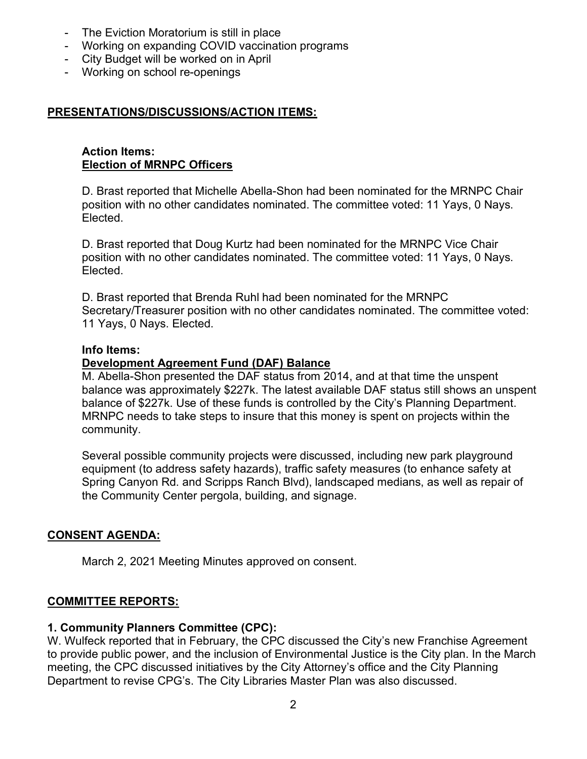- The Eviction Moratorium is still in place
- Working on expanding COVID vaccination programs
- City Budget will be worked on in April
- Working on school re-openings

## PRESENTATIONS/DISCUSSIONS/ACTION ITEMS:

### Action Items:
### Election of MRNPC Officers

D. Brast reported that Michelle Abella-Shon had been nominated for the MRNPC Chair position with no other candidates nominated. The committee voted: 11 Yays, 0 Nays. Elected.

D. Brast reported that Doug Kurtz had been nominated for the MRNPC Vice Chair position with no other candidates nominated. The committee voted: 11 Yays, 0 Nays. Elected.

D. Brast reported that Brenda Ruhl had been nominated for the MRNPC Secretary/Treasurer position with no other candidates nominated. The committee voted: 11 Yays, 0 Nays. Elected.

### Info Items:
### Development Agreement Fund (DAF) Balance

M. Abella-Shon presented the DAF status from 2014, and at that time the unspent balance was approximately $227k. The latest available DAF status still shows an unspent balance of $227k. Use of these funds is controlled by the City's Planning Department. MRNPC needs to take steps to insure that this money is spent on projects within the community.

Several possible community projects were discussed, including new park playground equipment (to address safety hazards), traffic safety measures (to enhance safety at Spring Canyon Rd. and Scripps Ranch Blvd), landscaped medians, as well as repair of the Community Center pergola, building, and signage.

## CONSENT AGENDA:

March 2, 2021 Meeting Minutes approved on consent.

## COMMITTEE REPORTS:

### 1. Community Planners Committee (CPC):

W. Wulfeck reported that in February, the CPC discussed the City's new Franchise Agreement to provide public power, and the inclusion of Environmental Justice is the City plan. In the March meeting, the CPC discussed initiatives by the City Attorney's office and the City Planning Department to revise CPG's. The City Libraries Master Plan was also discussed.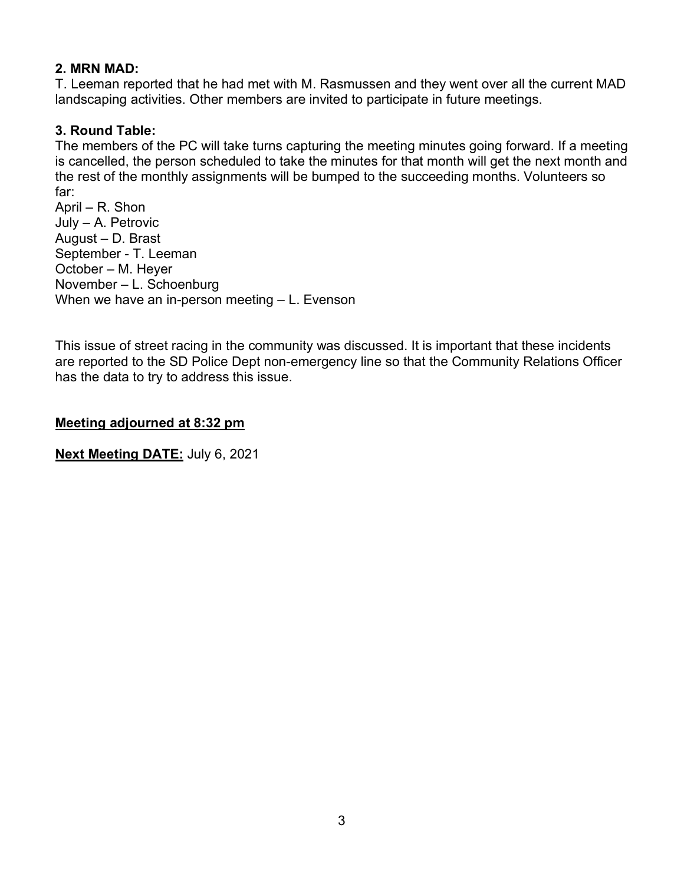**2. MRN MAD:**

T. Leeman reported that he had met with M. Rasmussen and they went over all the current MAD landscaping activities. Other members are invited to participate in future meetings.

**3. Round Table:**

The members of the PC will take turns capturing the meeting minutes going forward. If a meeting is cancelled, the person scheduled to take the minutes for that month will get the next month and the rest of the monthly assignments will be bumped to the succeeding months. Volunteers so far:

April – R. Shon
July – A. Petrovic
August – D. Brast
September - T. Leeman
October – M. Heyer
November – L. Schoenburg
When we have an in-person meeting – L. Evenson

This issue of street racing in the community was discussed. It is important that these incidents are reported to the SD Police Dept non-emergency line so that the Community Relations Officer has the data to try to address this issue.

**Meeting adjourned at 8:32 pm**

**Next Meeting DATE:** July 6, 2021